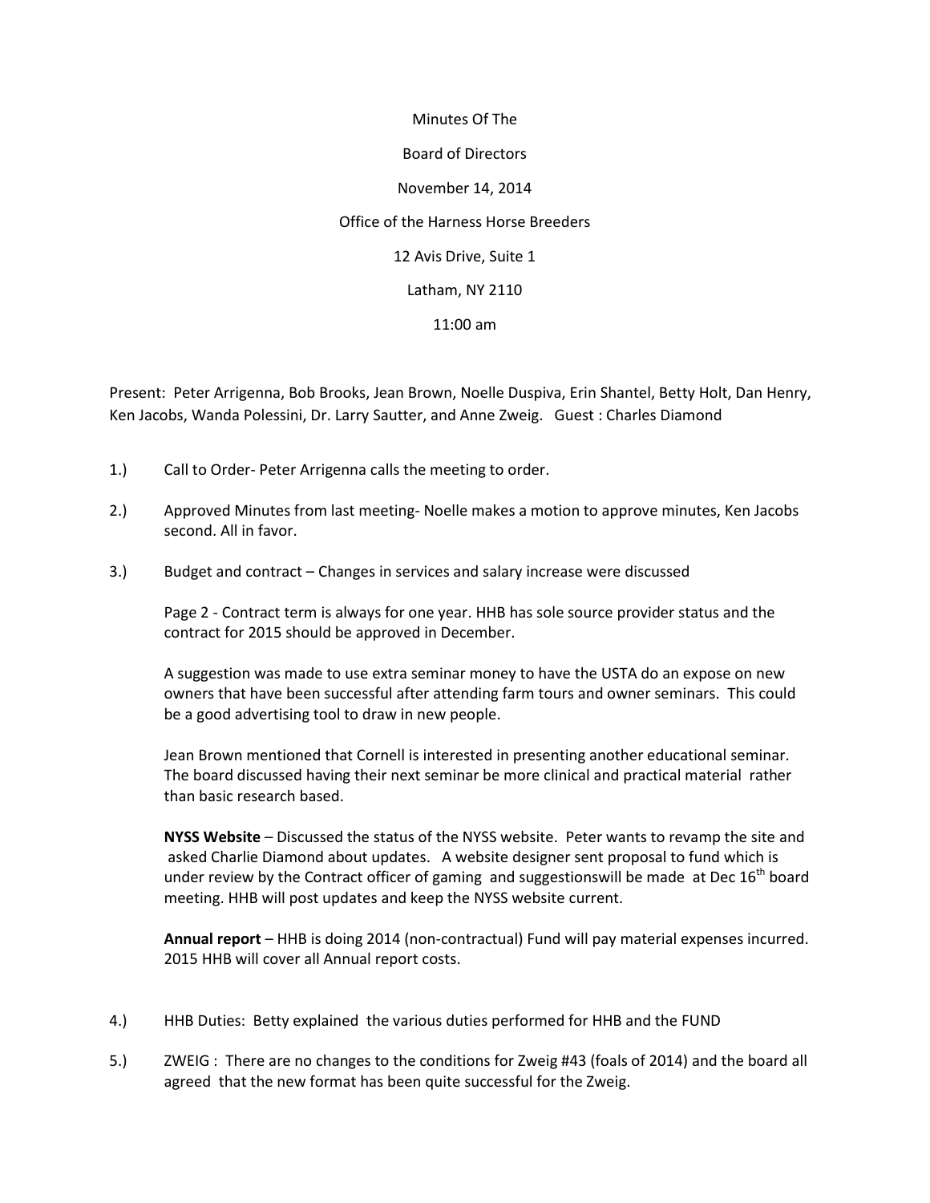Minutes Of The

Board of Directors

November 14, 2014

Office of the Harness Horse Breeders

12 Avis Drive, Suite 1

Latham, NY 2110

11:00 am

Present: Peter Arrigenna, Bob Brooks, Jean Brown, Noelle Duspiva, Erin Shantel, Betty Holt, Dan Henry, Ken Jacobs, Wanda Polessini, Dr. Larry Sautter, and Anne Zweig. Guest : Charles Diamond

1.) Call to Order- Peter Arrigenna calls the meeting to order.

2.) Approved Minutes from last meeting- Noelle makes a motion to approve minutes, Ken Jacobs second. All in favor.

3.) Budget and contract – Changes in services and salary increase were discussed

Page 2 - Contract term is always for one year. HHB has sole source provider status and the contract for 2015 should be approved in December.

A suggestion was made to use extra seminar money to have the USTA do an expose on new owners that have been successful after attending farm tours and owner seminars. This could be a good advertising tool to draw in new people.

Jean Brown mentioned that Cornell is interested in presenting another educational seminar. The board discussed having their next seminar be more clinical and practical material rather than basic research based.

**NYSS Website** – Discussed the status of the NYSS website. Peter wants to revamp the site and asked Charlie Diamond about updates. A website designer sent proposal to fund which is under review by the Contract officer of gaming and suggestionswill be made at Dec 16th board meeting. HHB will post updates and keep the NYSS website current.

**Annual report** – HHB is doing 2014 (non-contractual) Fund will pay material expenses incurred. 2015 HHB will cover all Annual report costs.

4.) HHB Duties: Betty explained the various duties performed for HHB and the FUND

5.) ZWEIG : There are no changes to the conditions for Zweig #43 (foals of 2014) and the board all agreed that the new format has been quite successful for the Zweig.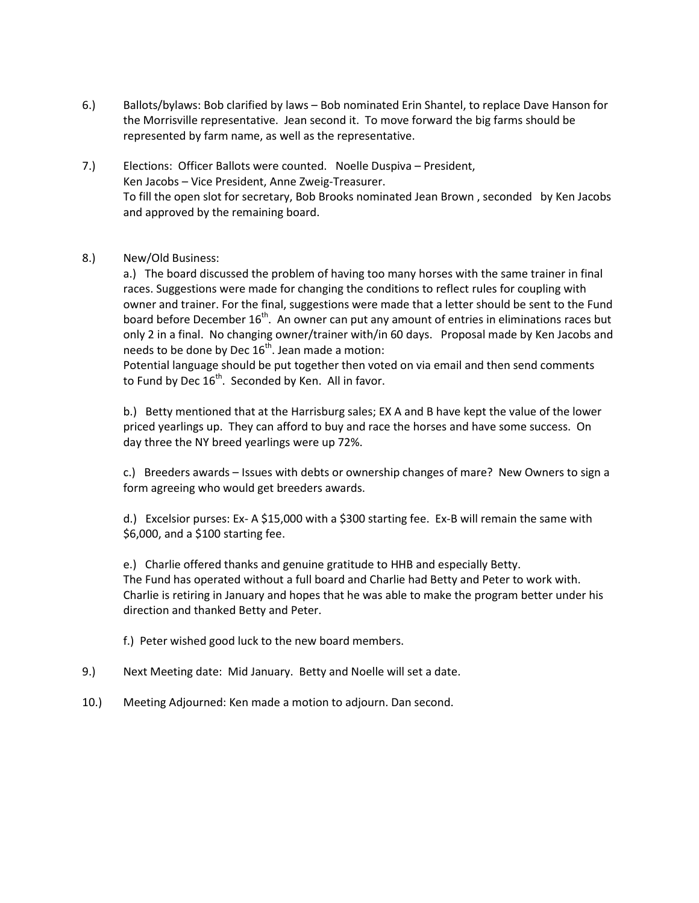6.) Ballots/bylaws: Bob clarified by laws – Bob nominated Erin Shantel, to replace Dave Hanson for the Morrisville representative. Jean second it. To move forward the big farms should be represented by farm name, as well as the representative.

7.) Elections: Officer Ballots were counted. Noelle Duspiva – President, Ken Jacobs – Vice President, Anne Zweig-Treasurer. To fill the open slot for secretary, Bob Brooks nominated Jean Brown , seconded by Ken Jacobs and approved by the remaining board.

8.) New/Old Business:

a.) The board discussed the problem of having too many horses with the same trainer in final races. Suggestions were made for changing the conditions to reflect rules for coupling with owner and trainer. For the final, suggestions were made that a letter should be sent to the Fund board before December 16th. An owner can put any amount of entries in eliminations races but only 2 in a final. No changing owner/trainer with/in 60 days. Proposal made by Ken Jacobs and needs to be done by Dec 16th. Jean made a motion:
Potential language should be put together then voted on via email and then send comments to Fund by Dec 16th. Seconded by Ken. All in favor.

b.) Betty mentioned that at the Harrisburg sales; EX A and B have kept the value of the lower priced yearlings up. They can afford to buy and race the horses and have some success. On day three the NY breed yearlings were up 72%.

c.) Breeders awards – Issues with debts or ownership changes of mare? New Owners to sign a form agreeing who would get breeders awards.

d.) Excelsior purses: Ex- A $15,000 with a $300 starting fee. Ex-B will remain the same with $6,000, and a $100 starting fee.

e.) Charlie offered thanks and genuine gratitude to HHB and especially Betty.
The Fund has operated without a full board and Charlie had Betty and Peter to work with. Charlie is retiring in January and hopes that he was able to make the program better under his direction and thanked Betty and Peter.

f.) Peter wished good luck to the new board members.

9.) Next Meeting date: Mid January. Betty and Noelle will set a date.

10.) Meeting Adjourned: Ken made a motion to adjourn. Dan second.